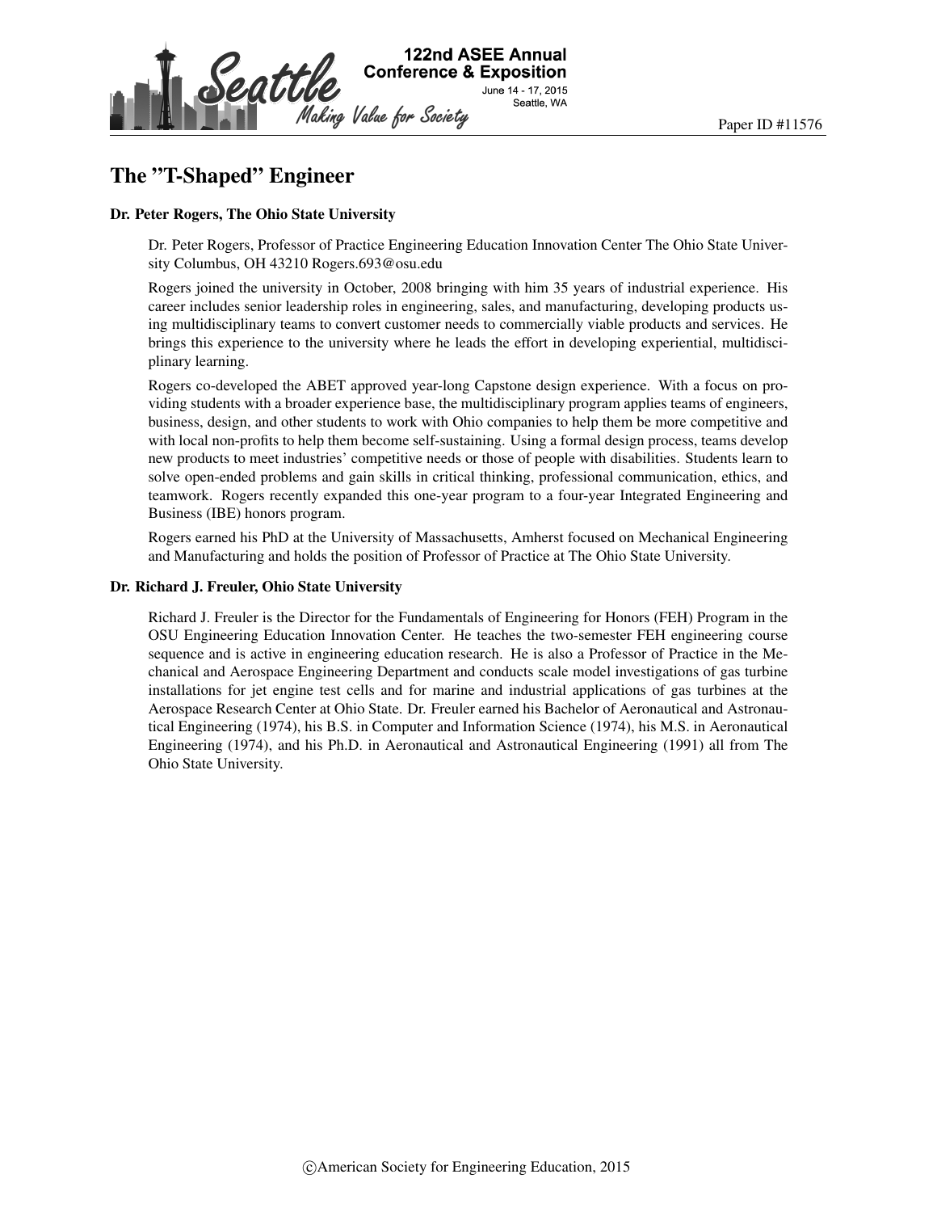# The "T-Shaped" Engineer

### Dr. Peter Rogers, The Ohio State University

Dr. Peter Rogers, Professor of Practice Engineering Education Innovation Center The Ohio State University Columbus, OH 43210 Rogers.693@osu.edu

Rogers joined the university in October, 2008 bringing with him 35 years of industrial experience. His career includes senior leadership roles in engineering, sales, and manufacturing, developing products using multidisciplinary teams to convert customer needs to commercially viable products and services. He brings this experience to the university where he leads the effort in developing experiential, multidisciplinary learning.

Rogers co-developed the ABET approved year-long Capstone design experience. With a focus on providing students with a broader experience base, the multidisciplinary program applies teams of engineers, business, design, and other students to work with Ohio companies to help them be more competitive and with local non-profits to help them become self-sustaining. Using a formal design process, teams develop new products to meet industries' competitive needs or those of people with disabilities. Students learn to solve open-ended problems and gain skills in critical thinking, professional communication, ethics, and teamwork. Rogers recently expanded this one-year program to a four-year Integrated Engineering and Business (IBE) honors program.

Rogers earned his PhD at the University of Massachusetts, Amherst focused on Mechanical Engineering and Manufacturing and holds the position of Professor of Practice at The Ohio State University.

### Dr. Richard J. Freuler, Ohio State University

Richard J. Freuler is the Director for the Fundamentals of Engineering for Honors (FEH) Program in the OSU Engineering Education Innovation Center. He teaches the two-semester FEH engineering course sequence and is active in engineering education research. He is also a Professor of Practice in the Mechanical and Aerospace Engineering Department and conducts scale model investigations of gas turbine installations for jet engine test cells and for marine and industrial applications of gas turbines at the Aerospace Research Center at Ohio State. Dr. Freuler earned his Bachelor of Aeronautical and Astronautical Engineering (1974), his B.S. in Computer and Information Science (1974), his M.S. in Aeronautical Engineering (1974), and his Ph.D. in Aeronautical and Astronautical Engineering (1991) all from The Ohio State University.

©American Society for Engineering Education, 2015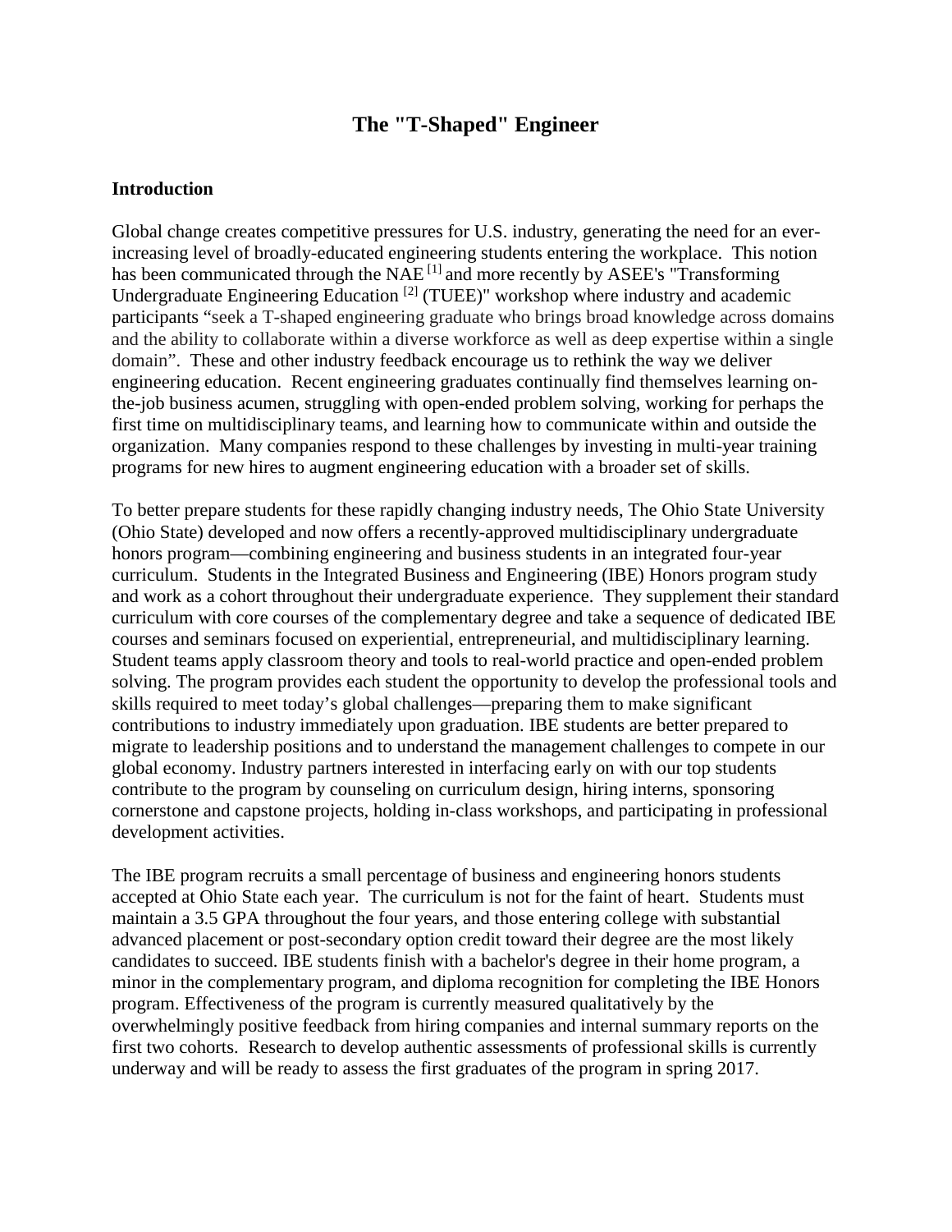# The "T-Shaped" Engineer

## Introduction

Global change creates competitive pressures for U.S. industry, generating the need for an ever-increasing level of broadly-educated engineering students entering the workplace. This notion has been communicated through the NAE [1] and more recently by ASEE's "Transforming Undergraduate Engineering Education [2] (TUEE)" workshop where industry and academic participants "seek a T-shaped engineering graduate who brings broad knowledge across domains and the ability to collaborate within a diverse workforce as well as deep expertise within a single domain". These and other industry feedback encourage us to rethink the way we deliver engineering education. Recent engineering graduates continually find themselves learning on-the-job business acumen, struggling with open-ended problem solving, working for perhaps the first time on multidisciplinary teams, and learning how to communicate within and outside the organization. Many companies respond to these challenges by investing in multi-year training programs for new hires to augment engineering education with a broader set of skills.

To better prepare students for these rapidly changing industry needs, The Ohio State University (Ohio State) developed and now offers a recently-approved multidisciplinary undergraduate honors program—combining engineering and business students in an integrated four-year curriculum. Students in the Integrated Business and Engineering (IBE) Honors program study and work as a cohort throughout their undergraduate experience. They supplement their standard curriculum with core courses of the complementary degree and take a sequence of dedicated IBE courses and seminars focused on experiential, entrepreneurial, and multidisciplinary learning. Student teams apply classroom theory and tools to real-world practice and open-ended problem solving. The program provides each student the opportunity to develop the professional tools and skills required to meet today's global challenges—preparing them to make significant contributions to industry immediately upon graduation. IBE students are better prepared to migrate to leadership positions and to understand the management challenges to compete in our global economy. Industry partners interested in interfacing early on with our top students contribute to the program by counseling on curriculum design, hiring interns, sponsoring cornerstone and capstone projects, holding in-class workshops, and participating in professional development activities.

The IBE program recruits a small percentage of business and engineering honors students accepted at Ohio State each year. The curriculum is not for the faint of heart. Students must maintain a 3.5 GPA throughout the four years, and those entering college with substantial advanced placement or post-secondary option credit toward their degree are the most likely candidates to succeed. IBE students finish with a bachelor's degree in their home program, a minor in the complementary program, and diploma recognition for completing the IBE Honors program. Effectiveness of the program is currently measured qualitatively by the overwhelmingly positive feedback from hiring companies and internal summary reports on the first two cohorts. Research to develop authentic assessments of professional skills is currently underway and will be ready to assess the first graduates of the program in spring 2017.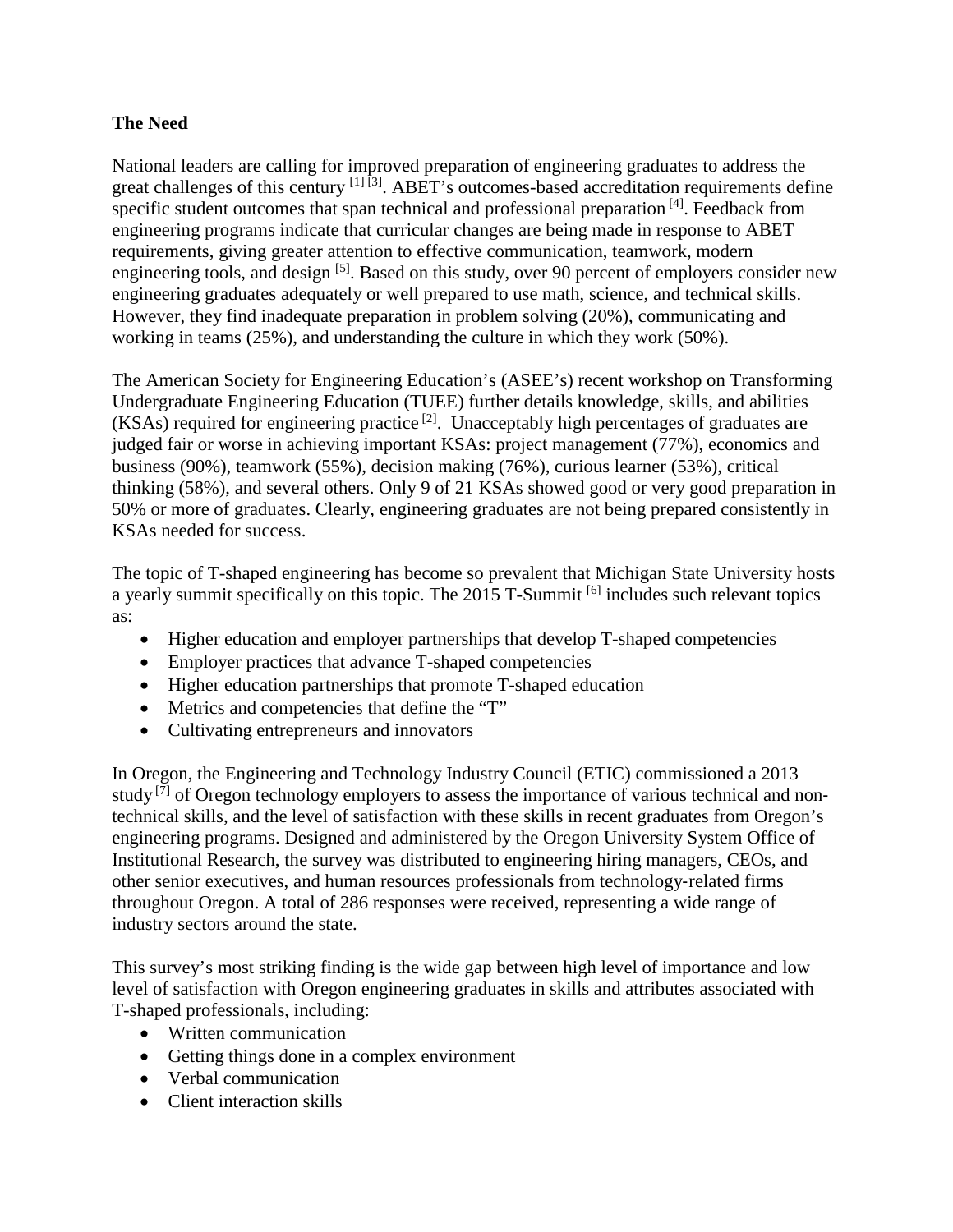**The Need**

National leaders are calling for improved preparation of engineering graduates to address the great challenges of this century [1] [3]. ABET's outcomes-based accreditation requirements define specific student outcomes that span technical and professional preparation [4]. Feedback from engineering programs indicate that curricular changes are being made in response to ABET requirements, giving greater attention to effective communication, teamwork, modern engineering tools, and design [5]. Based on this study, over 90 percent of employers consider new engineering graduates adequately or well prepared to use math, science, and technical skills. However, they find inadequate preparation in problem solving (20%), communicating and working in teams (25%), and understanding the culture in which they work (50%).

The American Society for Engineering Education's (ASEE's) recent workshop on Transforming Undergraduate Engineering Education (TUEE) further details knowledge, skills, and abilities (KSAs) required for engineering practice [2]. Unacceptably high percentages of graduates are judged fair or worse in achieving important KSAs: project management (77%), economics and business (90%), teamwork (55%), decision making (76%), curious learner (53%), critical thinking (58%), and several others. Only 9 of 21 KSAs showed good or very good preparation in 50% or more of graduates. Clearly, engineering graduates are not being prepared consistently in KSAs needed for success.

The topic of T-shaped engineering has become so prevalent that Michigan State University hosts a yearly summit specifically on this topic. The 2015 T-Summit [6] includes such relevant topics as:

- Higher education and employer partnerships that develop T-shaped competencies
- Employer practices that advance T-shaped competencies
- Higher education partnerships that promote T-shaped education
- Metrics and competencies that define the "T"
- Cultivating entrepreneurs and innovators

In Oregon, the Engineering and Technology Industry Council (ETIC) commissioned a 2013 study [7] of Oregon technology employers to assess the importance of various technical and non-technical skills, and the level of satisfaction with these skills in recent graduates from Oregon's engineering programs. Designed and administered by the Oregon University System Office of Institutional Research, the survey was distributed to engineering hiring managers, CEOs, and other senior executives, and human resources professionals from technology-related firms throughout Oregon. A total of 286 responses were received, representing a wide range of industry sectors around the state.

This survey's most striking finding is the wide gap between high level of importance and low level of satisfaction with Oregon engineering graduates in skills and attributes associated with T-shaped professionals, including:

- Written communication
- Getting things done in a complex environment
- Verbal communication
- Client interaction skills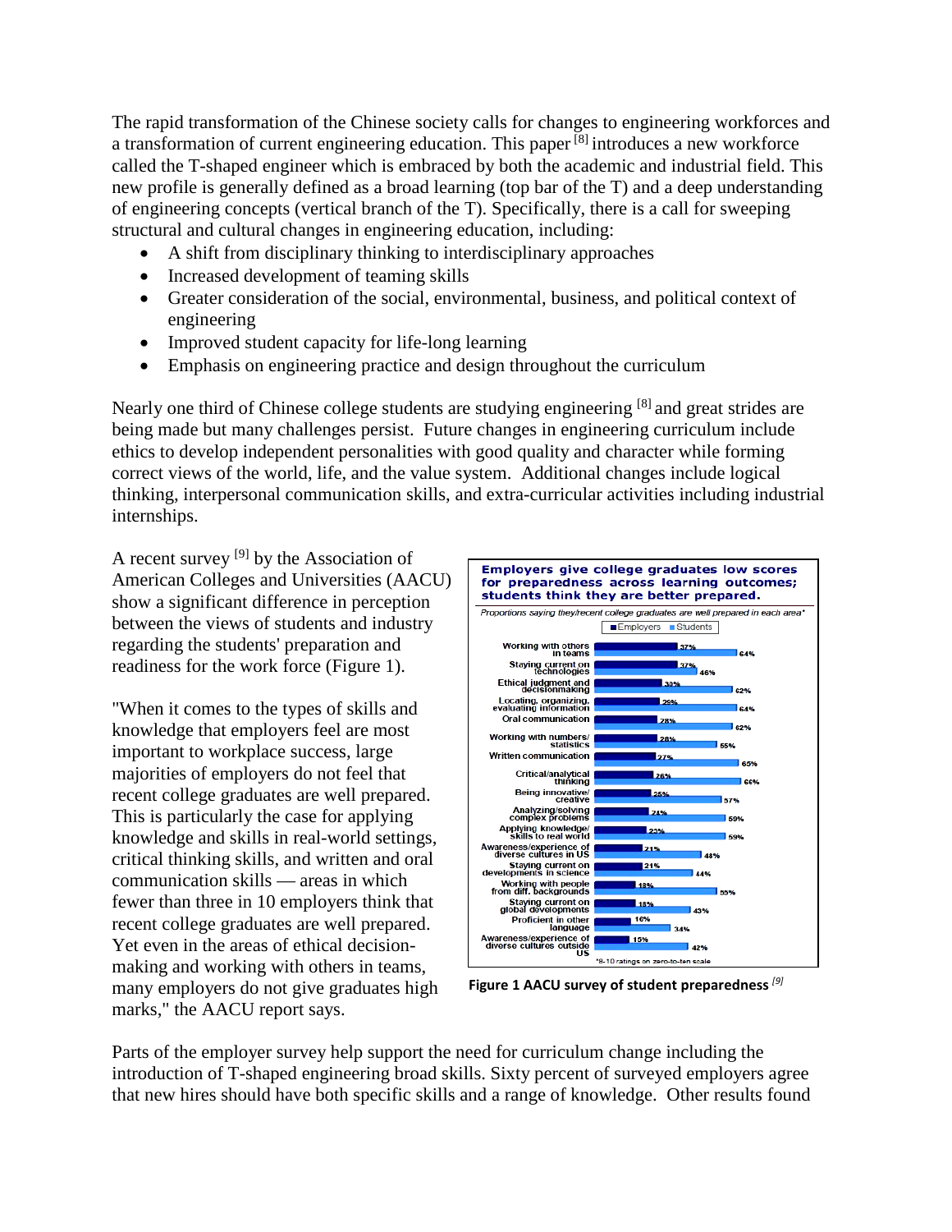The rapid transformation of the Chinese society calls for changes to engineering workforces and a transformation of current engineering education. This paper [8] introduces a new workforce called the T-shaped engineer which is embraced by both the academic and industrial field. This new profile is generally defined as a broad learning (top bar of the T) and a deep understanding of engineering concepts (vertical branch of the T). Specifically, there is a call for sweeping structural and cultural changes in engineering education, including:

- A shift from disciplinary thinking to interdisciplinary approaches
- Increased development of teaming skills
- Greater consideration of the social, environmental, business, and political context of engineering
- Improved student capacity for life-long learning
- Emphasis on engineering practice and design throughout the curriculum

Nearly one third of Chinese college students are studying engineering [8] and great strides are being made but many challenges persist. Future changes in engineering curriculum include ethics to develop independent personalities with good quality and character while forming correct views of the world, life, and the value system. Additional changes include logical thinking, interpersonal communication skills, and extra-curricular activities including industrial internships.

A recent survey [9] by the Association of American Colleges and Universities (AACU) show a significant difference in perception between the views of students and industry regarding the students' preparation and readiness for the work force (Figure 1).

"When it comes to the types of skills and knowledge that employers feel are most important to workplace success, large majorities of employers do not feel that recent college graduates are well prepared. This is particularly the case for applying knowledge and skills in real-world settings, critical thinking skills, and written and oral communication skills — areas in which fewer than three in 10 employers think that recent college graduates are well prepared. Yet even in the areas of ethical decision-making and working with others in teams, many employers do not give graduates high marks," the AACU report says.

**Employers give college graduates low scores for preparedness across learning outcomes; students think they are better prepared.**

*Proportions saying they/recent college graduates are well prepared in each area\**

| | Employers | Students |
|---|---|---|
| Working with others in teams | 37% | 64% |
| Staying current on technologies | 37% | 46% |
| Ethical judgment and decisionmaking | 30% | 62% |
| Locating, organizing, evaluating information | 29% | 64% |
| Oral communication | 28% | 62% |
| Working with numbers/ statistics | 28% | 55% |
| Written communication | 27% | 65% |
| Critical/analytical thinking | 26% | 66% |
| Being innovative/ creative | 25% | 57% |
| Analyzing/solving complex problems | 24% | 59% |
| Applying knowledge/ skills to real world | 23% | 59% |
| Awareness/experience of diverse cultures in US | 21% | 48% |
| Staying current on developments in science | 21% | 44% |
| Working with people from diff. backgrounds | 18% | 55% |
| Staying current on global developments | 18% | 43% |
| Proficient in other language | 16% | 34% |
| Awareness/experience of diverse cultures outside US | 15% | 42% |

\*8-10 ratings on zero-to-ten scale

**Figure 1 AACU survey of student preparedness** [9]

Parts of the employer survey help support the need for curriculum change including the introduction of T-shaped engineering broad skills. Sixty percent of surveyed employers agree that new hires should have both specific skills and a range of knowledge. Other results found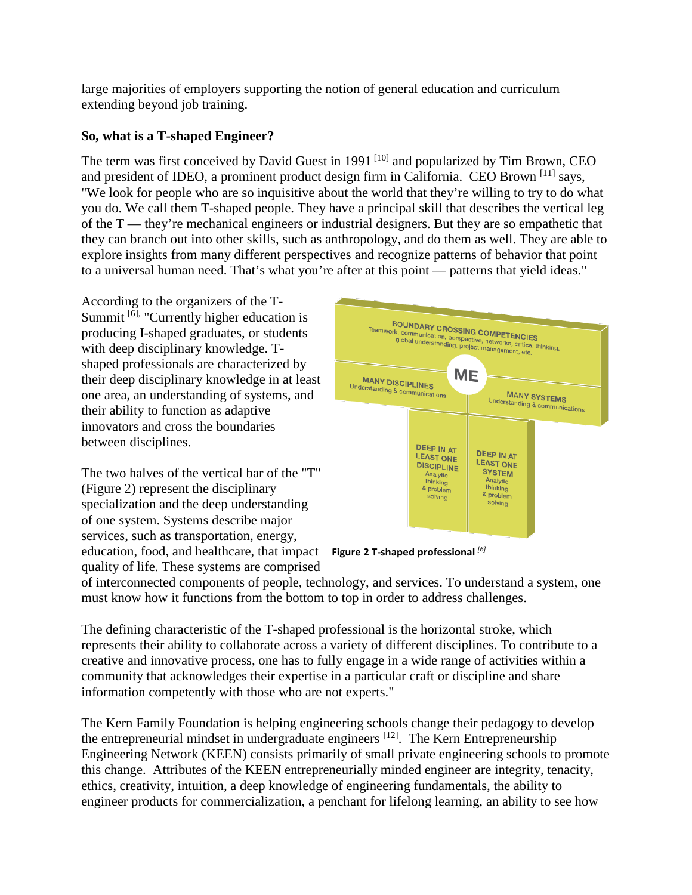large majorities of employers supporting the notion of general education and curriculum extending beyond job training.

**So, what is a T-shaped Engineer?**

The term was first conceived by David Guest in 1991 [10] and popularized by Tim Brown, CEO and president of IDEO, a prominent product design firm in California. CEO Brown [11] says, "We look for people who are so inquisitive about the world that they're willing to try to do what you do. We call them T-shaped people. They have a principal skill that describes the vertical leg of the T — they're mechanical engineers or industrial designers. But they are so empathetic that they can branch out into other skills, such as anthropology, and do them as well. They are able to explore insights from many different perspectives and recognize patterns of behavior that point to a universal human need. That's what you're after at this point — patterns that yield ideas."

According to the organizers of the T-Summit [6], "Currently higher education is producing I-shaped graduates, or students with deep disciplinary knowledge. T-shaped professionals are characterized by their deep disciplinary knowledge in at least one area, an understanding of systems, and their ability to function as adaptive innovators and cross the boundaries between disciplines.

The two halves of the vertical bar of the "T" (Figure 2) represent the disciplinary specialization and the deep understanding of one system. Systems describe major services, such as transportation, energy, education, food, and healthcare, that impact quality of life. These systems are comprised of interconnected components of people, technology, and services. To understand a system, one must know how it functions from the bottom to top in order to address challenges.

**Figure 2 T-shaped professional** [6]

The defining characteristic of the T-shaped professional is the horizontal stroke, which represents their ability to collaborate across a variety of different disciplines. To contribute to a creative and innovative process, one has to fully engage in a wide range of activities within a community that acknowledges their expertise in a particular craft or discipline and share information competently with those who are not experts."

The Kern Family Foundation is helping engineering schools change their pedagogy to develop the entrepreneurial mindset in undergraduate engineers [12]. The Kern Entrepreneurship Engineering Network (KEEN) consists primarily of small private engineering schools to promote this change. Attributes of the KEEN entrepreneurially minded engineer are integrity, tenacity, ethics, creativity, intuition, a deep knowledge of engineering fundamentals, the ability to engineer products for commercialization, a penchant for lifelong learning, an ability to see how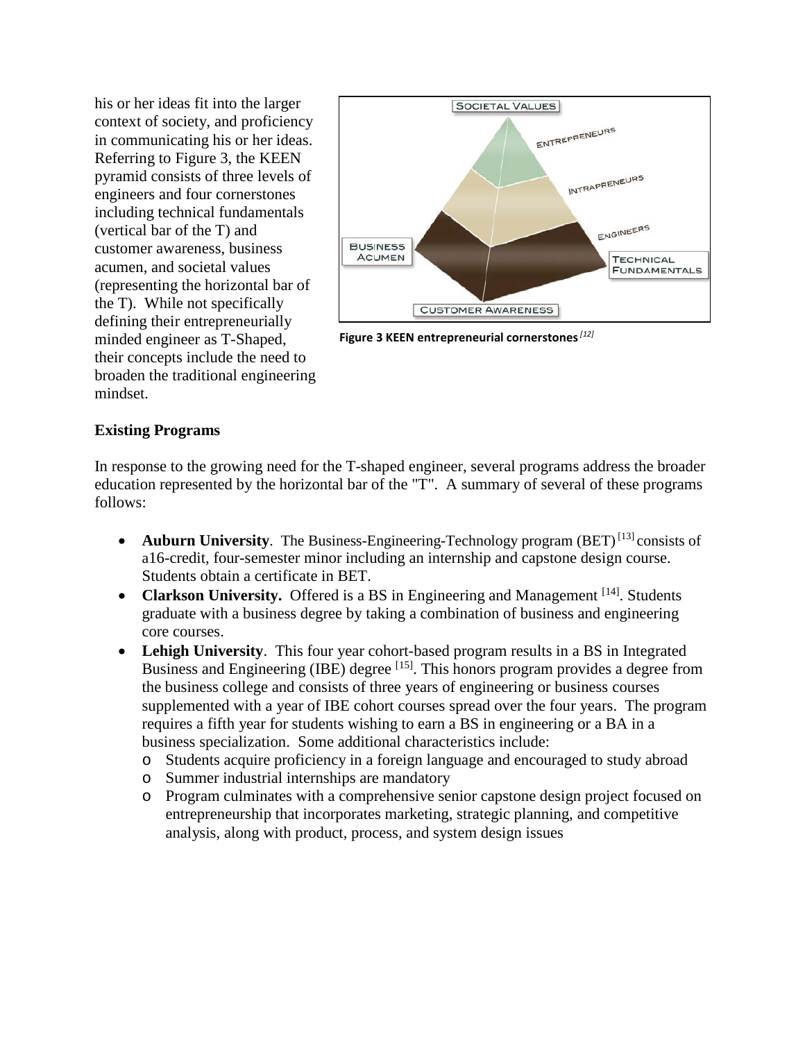his or her ideas fit into the larger context of society, and proficiency in communicating his or her ideas. Referring to Figure 3, the KEEN pyramid consists of three levels of engineers and four cornerstones including technical fundamentals (vertical bar of the T) and customer awareness, business acumen, and societal values (representing the horizontal bar of the T). While not specifically defining their entrepreneurially minded engineer as T-Shaped, their concepts include the need to broaden the traditional engineering mindset.

**Figure 3 KEEN entrepreneurial cornerstones** [12]

**Existing Programs**

In response to the growing need for the T-shaped engineer, several programs address the broader education represented by the horizontal bar of the "T". A summary of several of these programs follows:

- **Auburn University**. The Business-Engineering-Technology program (BET) [13] consists of a16-credit, four-semester minor including an internship and capstone design course. Students obtain a certificate in BET.
- **Clarkson University.** Offered is a BS in Engineering and Management [14]. Students graduate with a business degree by taking a combination of business and engineering core courses.
- **Lehigh University**. This four year cohort-based program results in a BS in Integrated Business and Engineering (IBE) degree [15]. This honors program provides a degree from the business college and consists of three years of engineering or business courses supplemented with a year of IBE cohort courses spread over the four years. The program requires a fifth year for students wishing to earn a BS in engineering or a BA in a business specialization. Some additional characteristics include:
  - Students acquire proficiency in a foreign language and encouraged to study abroad
  - Summer industrial internships are mandatory
  - Program culminates with a comprehensive senior capstone design project focused on entrepreneurship that incorporates marketing, strategic planning, and competitive analysis, along with product, process, and system design issues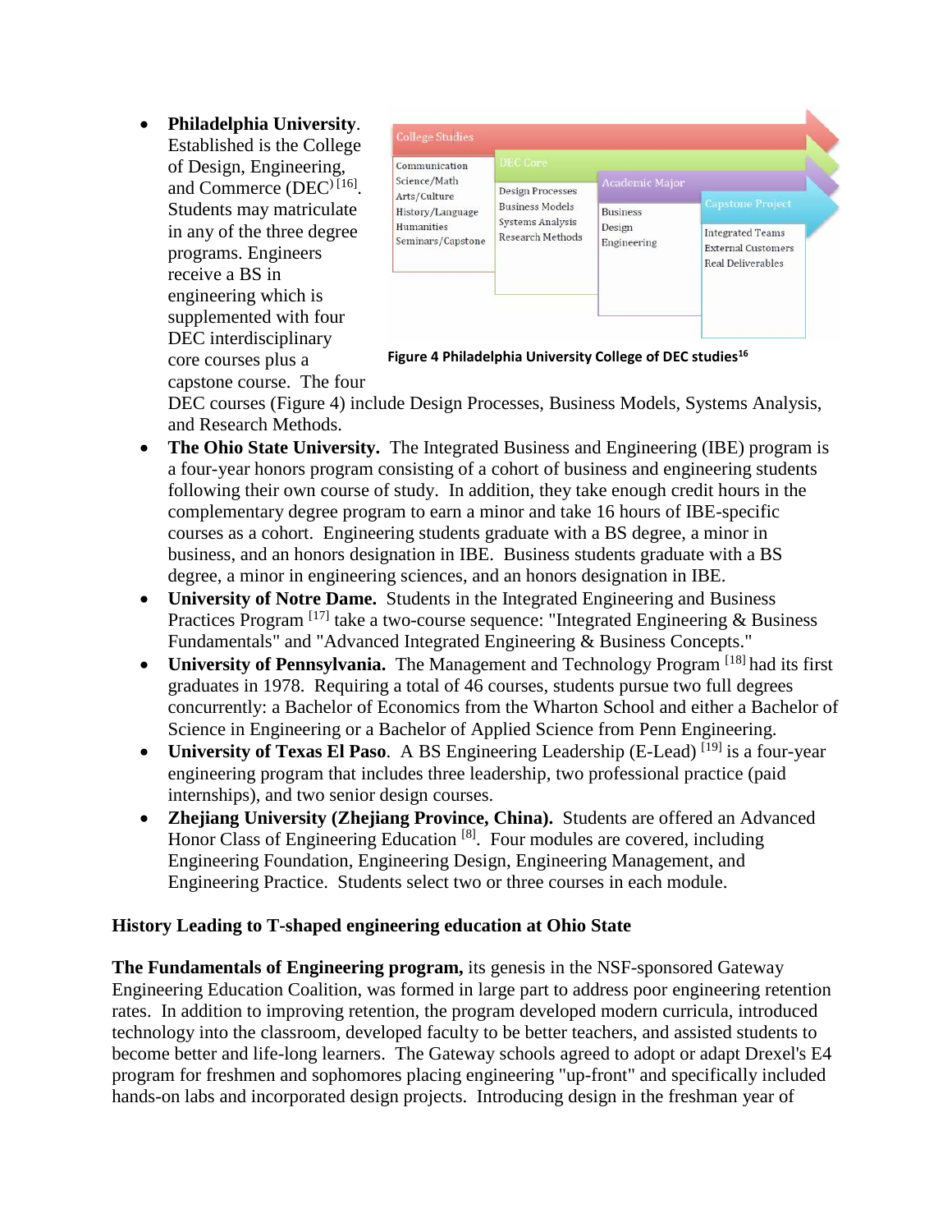- **Philadelphia University**. Established is the College of Design, Engineering, and Commerce (DEC) [16]. Students may matriculate in any of the three degree programs. Engineers receive a BS in engineering which is supplemented with four DEC interdisciplinary core courses plus a capstone course. The four DEC courses (Figure 4) include Design Processes, Business Models, Systems Analysis, and Research Methods.

College Studies: Communication, Science/Math, Arts/Culture, History/Language, Humanities, Seminars/Capstone

DEC Core: Design Processes, Business Models, Systems Analysis, Research Methods

Academic Major: Business, Design, Engineering

Capstone Project: Integrated Teams, External Customers, Real Deliverables

**Figure 4 Philadelphia University College of DEC studies[16]**

- **The Ohio State University.** The Integrated Business and Engineering (IBE) program is a four-year honors program consisting of a cohort of business and engineering students following their own course of study. In addition, they take enough credit hours in the complementary degree program to earn a minor and take 16 hours of IBE-specific courses as a cohort. Engineering students graduate with a BS degree, a minor in business, and an honors designation in IBE. Business students graduate with a BS degree, a minor in engineering sciences, and an honors designation in IBE.
- **University of Notre Dame.** Students in the Integrated Engineering and Business Practices Program [17] take a two-course sequence: "Integrated Engineering & Business Fundamentals" and "Advanced Integrated Engineering & Business Concepts."
- **University of Pennsylvania.** The Management and Technology Program [18] had its first graduates in 1978. Requiring a total of 46 courses, students pursue two full degrees concurrently: a Bachelor of Economics from the Wharton School and either a Bachelor of Science in Engineering or a Bachelor of Applied Science from Penn Engineering.
- **University of Texas El Paso**. A BS Engineering Leadership (E-Lead) [19] is a four-year engineering program that includes three leadership, two professional practice (paid internships), and two senior design courses.
- **Zhejiang University (Zhejiang Province, China).** Students are offered an Advanced Honor Class of Engineering Education [8]. Four modules are covered, including Engineering Foundation, Engineering Design, Engineering Management, and Engineering Practice. Students select two or three courses in each module.

### History Leading to T-shaped engineering education at Ohio State

**The Fundamentals of Engineering program,** its genesis in the NSF-sponsored Gateway Engineering Education Coalition, was formed in large part to address poor engineering retention rates. In addition to improving retention, the program developed modern curricula, introduced technology into the classroom, developed faculty to be better teachers, and assisted students to become better and life-long learners. The Gateway schools agreed to adopt or adapt Drexel's E4 program for freshmen and sophomores placing engineering "up-front" and specifically included hands-on labs and incorporated design projects. Introducing design in the freshman year of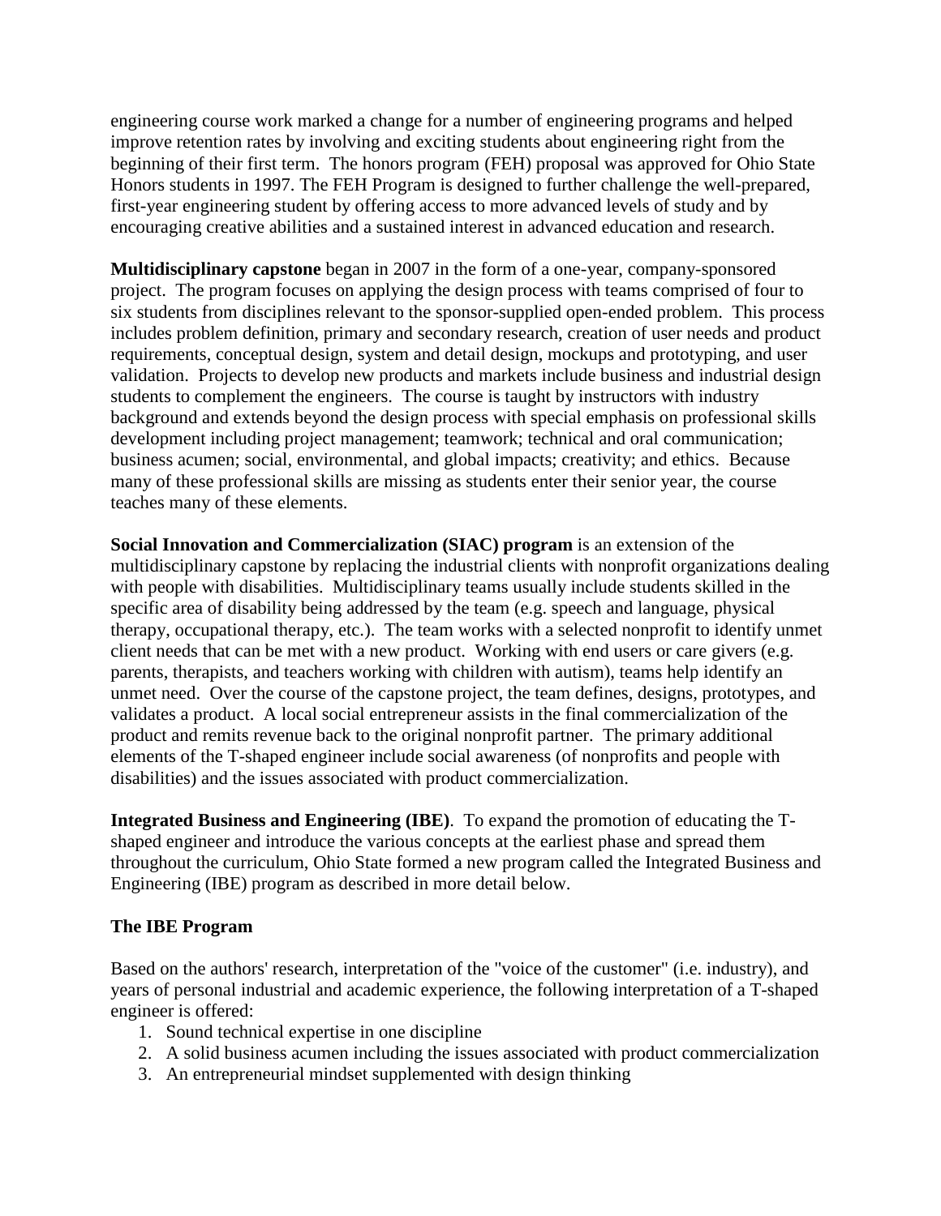engineering course work marked a change for a number of engineering programs and helped improve retention rates by involving and exciting students about engineering right from the beginning of their first term. The honors program (FEH) proposal was approved for Ohio State Honors students in 1997. The FEH Program is designed to further challenge the well-prepared, first-year engineering student by offering access to more advanced levels of study and by encouraging creative abilities and a sustained interest in advanced education and research.

**Multidisciplinary capstone** began in 2007 in the form of a one-year, company-sponsored project. The program focuses on applying the design process with teams comprised of four to six students from disciplines relevant to the sponsor-supplied open-ended problem. This process includes problem definition, primary and secondary research, creation of user needs and product requirements, conceptual design, system and detail design, mockups and prototyping, and user validation. Projects to develop new products and markets include business and industrial design students to complement the engineers. The course is taught by instructors with industry background and extends beyond the design process with special emphasis on professional skills development including project management; teamwork; technical and oral communication; business acumen; social, environmental, and global impacts; creativity; and ethics. Because many of these professional skills are missing as students enter their senior year, the course teaches many of these elements.

**Social Innovation and Commercialization (SIAC) program** is an extension of the multidisciplinary capstone by replacing the industrial clients with nonprofit organizations dealing with people with disabilities. Multidisciplinary teams usually include students skilled in the specific area of disability being addressed by the team (e.g. speech and language, physical therapy, occupational therapy, etc.). The team works with a selected nonprofit to identify unmet client needs that can be met with a new product. Working with end users or care givers (e.g. parents, therapists, and teachers working with children with autism), teams help identify an unmet need. Over the course of the capstone project, the team defines, designs, prototypes, and validates a product. A local social entrepreneur assists in the final commercialization of the product and remits revenue back to the original nonprofit partner. The primary additional elements of the T-shaped engineer include social awareness (of nonprofits and people with disabilities) and the issues associated with product commercialization.

**Integrated Business and Engineering (IBE)**. To expand the promotion of educating the T-shaped engineer and introduce the various concepts at the earliest phase and spread them throughout the curriculum, Ohio State formed a new program called the Integrated Business and Engineering (IBE) program as described in more detail below.

**The IBE Program**

Based on the authors' research, interpretation of the "voice of the customer" (i.e. industry), and years of personal industrial and academic experience, the following interpretation of a T-shaped engineer is offered:

1. Sound technical expertise in one discipline
2. A solid business acumen including the issues associated with product commercialization
3. An entrepreneurial mindset supplemented with design thinking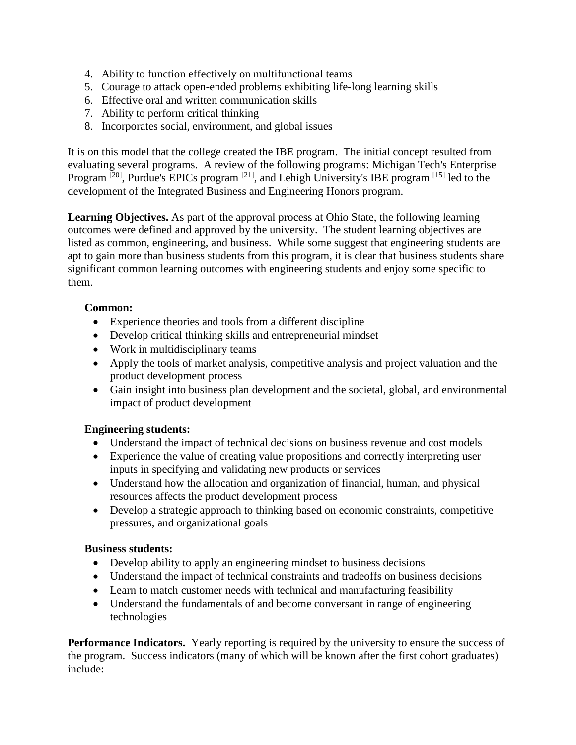4. Ability to function effectively on multifunctional teams
5. Courage to attack open-ended problems exhibiting life-long learning skills
6. Effective oral and written communication skills
7. Ability to perform critical thinking
8. Incorporates social, environment, and global issues

It is on this model that the college created the IBE program. The initial concept resulted from evaluating several programs. A review of the following programs: Michigan Tech's Enterprise Program [20], Purdue's EPICs program [21], and Lehigh University's IBE program [15] led to the development of the Integrated Business and Engineering Honors program.

**Learning Objectives.** As part of the approval process at Ohio State, the following learning outcomes were defined and approved by the university. The student learning objectives are listed as common, engineering, and business. While some suggest that engineering students are apt to gain more than business students from this program, it is clear that business students share significant common learning outcomes with engineering students and enjoy some specific to them.

**Common:**

- Experience theories and tools from a different discipline
- Develop critical thinking skills and entrepreneurial mindset
- Work in multidisciplinary teams
- Apply the tools of market analysis, competitive analysis and project valuation and the product development process
- Gain insight into business plan development and the societal, global, and environmental impact of product development

**Engineering students:**

- Understand the impact of technical decisions on business revenue and cost models
- Experience the value of creating value propositions and correctly interpreting user inputs in specifying and validating new products or services
- Understand how the allocation and organization of financial, human, and physical resources affects the product development process
- Develop a strategic approach to thinking based on economic constraints, competitive pressures, and organizational goals

**Business students:**

- Develop ability to apply an engineering mindset to business decisions
- Understand the impact of technical constraints and tradeoffs on business decisions
- Learn to match customer needs with technical and manufacturing feasibility
- Understand the fundamentals of and become conversant in range of engineering technologies

**Performance Indicators.** Yearly reporting is required by the university to ensure the success of the program. Success indicators (many of which will be known after the first cohort graduates) include: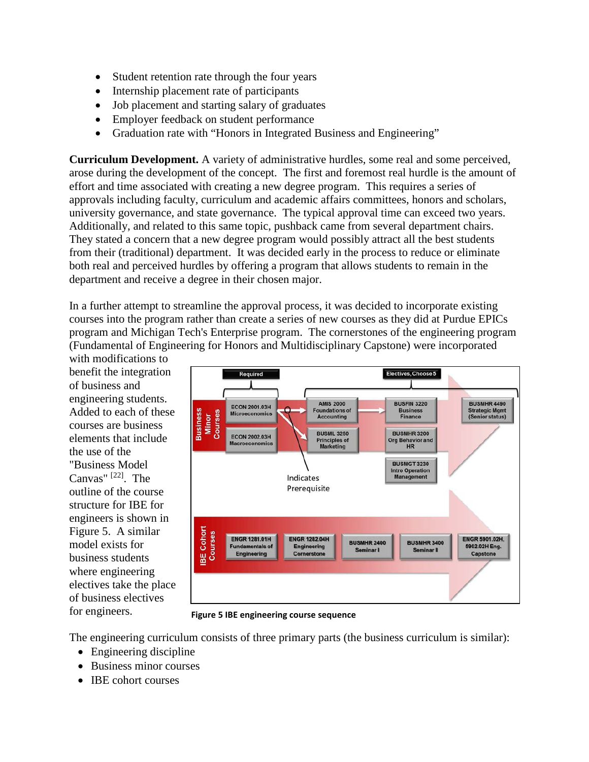- Student retention rate through the four years
- Internship placement rate of participants
- Job placement and starting salary of graduates
- Employer feedback on student performance
- Graduation rate with "Honors in Integrated Business and Engineering"

**Curriculum Development.** A variety of administrative hurdles, some real and some perceived, arose during the development of the concept. The first and foremost real hurdle is the amount of effort and time associated with creating a new degree program. This requires a series of approvals including faculty, curriculum and academic affairs committees, honors and scholars, university governance, and state governance. The typical approval time can exceed two years. Additionally, and related to this same topic, pushback came from several department chairs. They stated a concern that a new degree program would possibly attract all the best students from their (traditional) department. It was decided early in the process to reduce or eliminate both real and perceived hurdles by offering a program that allows students to remain in the department and receive a degree in their chosen major.

In a further attempt to streamline the approval process, it was decided to incorporate existing courses into the program rather than create a series of new courses as they did at Purdue EPICs program and Michigan Tech's Enterprise program. The cornerstones of the engineering program (Fundamental of Engineering for Honors and Multidisciplinary Capstone) were incorporated with modifications to benefit the integration of business and engineering students. Added to each of these courses are business elements that include the use of the "Business Model Canvas" [22]. The outline of the course structure for IBE for engineers is shown in Figure 5. A similar model exists for business students where engineering electives take the place of business electives for engineers.

Figure 5 IBE engineering course sequence

The engineering curriculum consists of three primary parts (the business curriculum is similar):

- Engineering discipline
- Business minor courses
- IBE cohort courses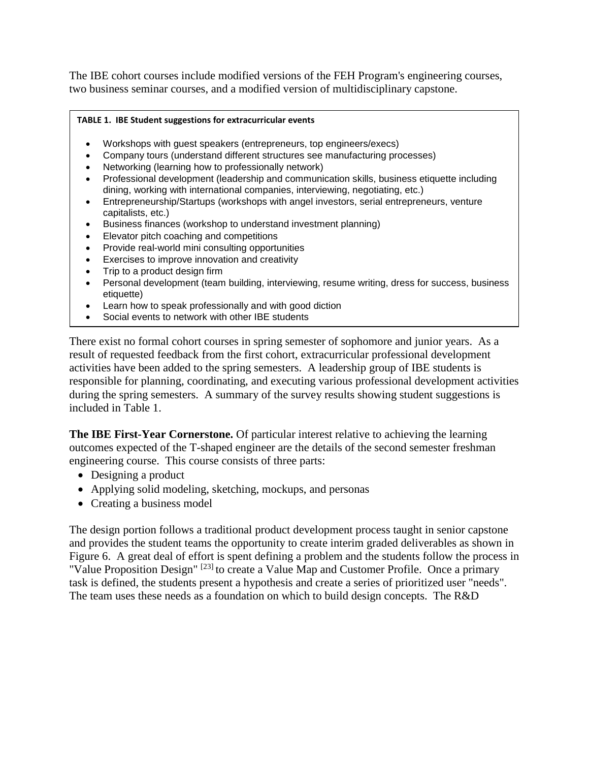The IBE cohort courses include modified versions of the FEH Program's engineering courses, two business seminar courses, and a modified version of multidisciplinary capstone.

**TABLE 1. IBE Student suggestions for extracurricular events**

- Workshops with guest speakers (entrepreneurs, top engineers/execs)
- Company tours (understand different structures see manufacturing processes)
- Networking (learning how to professionally network)
- Professional development (leadership and communication skills, business etiquette including dining, working with international companies, interviewing, negotiating, etc.)
- Entrepreneurship/Startups (workshops with angel investors, serial entrepreneurs, venture capitalists, etc.)
- Business finances (workshop to understand investment planning)
- Elevator pitch coaching and competitions
- Provide real-world mini consulting opportunities
- Exercises to improve innovation and creativity
- Trip to a product design firm
- Personal development (team building, interviewing, resume writing, dress for success, business etiquette)
- Learn how to speak professionally and with good diction
- Social events to network with other IBE students

There exist no formal cohort courses in spring semester of sophomore and junior years. As a result of requested feedback from the first cohort, extracurricular professional development activities have been added to the spring semesters. A leadership group of IBE students is responsible for planning, coordinating, and executing various professional development activities during the spring semesters. A summary of the survey results showing student suggestions is included in Table 1.

**The IBE First-Year Cornerstone.** Of particular interest relative to achieving the learning outcomes expected of the T-shaped engineer are the details of the second semester freshman engineering course. This course consists of three parts:

- Designing a product
- Applying solid modeling, sketching, mockups, and personas
- Creating a business model

The design portion follows a traditional product development process taught in senior capstone and provides the student teams the opportunity to create interim graded deliverables as shown in Figure 6. A great deal of effort is spent defining a problem and the students follow the process in "Value Proposition Design" [23] to create a Value Map and Customer Profile. Once a primary task is defined, the students present a hypothesis and create a series of prioritized user "needs". The team uses these needs as a foundation on which to build design concepts. The R&D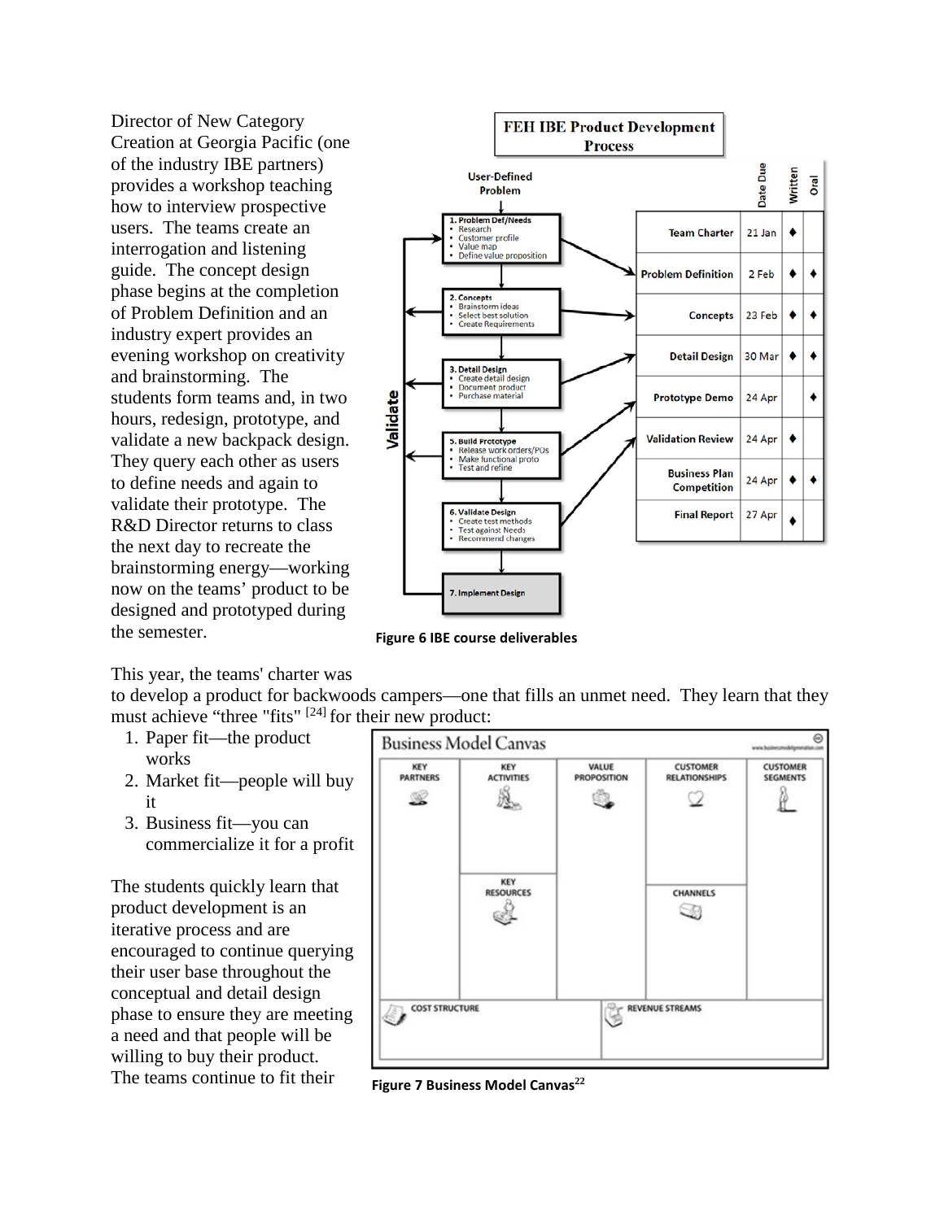Director of New Category Creation at Georgia Pacific (one of the industry IBE partners) provides a workshop teaching how to interview prospective users. The teams create an interrogation and listening guide. The concept design phase begins at the completion of Problem Definition and an industry expert provides an evening workshop on creativity and brainstorming. The students form teams and, in two hours, redesign, prototype, and validate a new backpack design. They query each other as users to define needs and again to validate their prototype. The R&D Director returns to class the next day to recreate the brainstorming energy—working now on the teams' product to be designed and prototyped during the semester.

FEH IBE Product Development Process

| | Date Due | Written | Oral |
|---|---|---|---|
| Team Charter | 21 Jan | ◆ | |
| Problem Definition | 2 Feb | ◆ | ◆ |
| Concepts | 23 Feb | ◆ | ◆ |
| Detail Design | 30 Mar | ◆ | ◆ |
| Prototype Demo | 24 Apr | | ◆ |
| Validation Review | 24 Apr | ◆ | |
| Business Plan Competition | 24 Apr | ◆ | ◆ |
| Final Report | 27 Apr | ◆ | |

**Figure 6 IBE course deliverables**

This year, the teams' charter was to develop a product for backwoods campers—one that fills an unmet need. They learn that they must achieve "three "fits" [24] for their new product:

1. Paper fit—the product works
2. Market fit—people will buy it
3. Business fit—you can commercialize it for a profit

The students quickly learn that product development is an iterative process and are encouraged to continue querying their user base throughout the conceptual and detail design phase to ensure they are meeting a need and that people will be willing to buy their product. The teams continue to fit their

**Figure 7 Business Model Canvas[22]**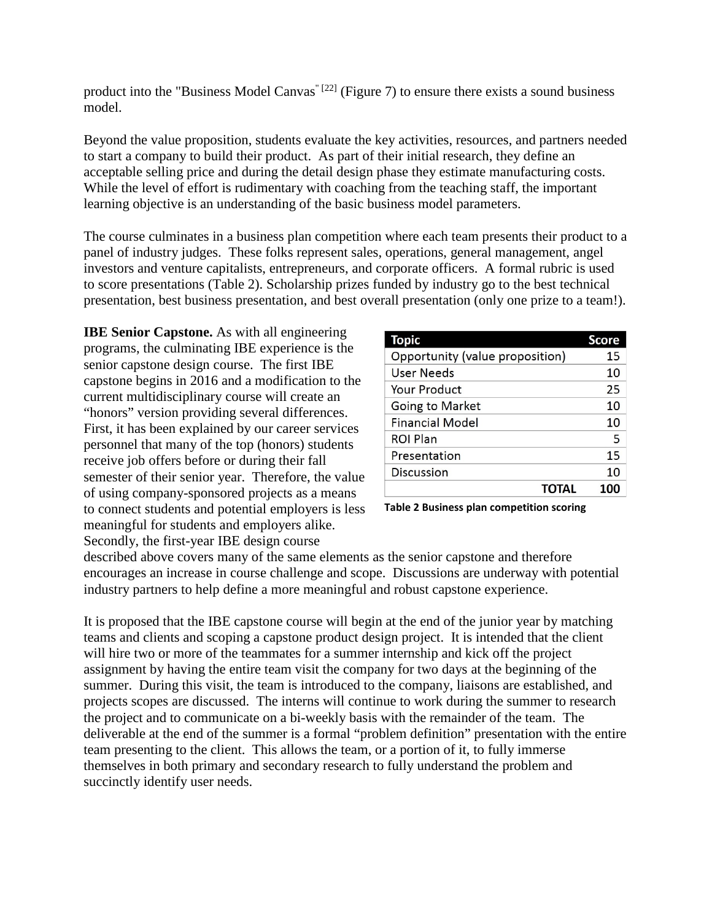product into the "Business Model Canvas" [22] (Figure 7) to ensure there exists a sound business model.

Beyond the value proposition, students evaluate the key activities, resources, and partners needed to start a company to build their product. As part of their initial research, they define an acceptable selling price and during the detail design phase they estimate manufacturing costs. While the level of effort is rudimentary with coaching from the teaching staff, the important learning objective is an understanding of the basic business model parameters.

The course culminates in a business plan competition where each team presents their product to a panel of industry judges. These folks represent sales, operations, general management, angel investors and venture capitalists, entrepreneurs, and corporate officers. A formal rubric is used to score presentations (Table 2). Scholarship prizes funded by industry go to the best technical presentation, best business presentation, and best overall presentation (only one prize to a team!).

**IBE Senior Capstone.** As with all engineering programs, the culminating IBE experience is the senior capstone design course. The first IBE capstone begins in 2016 and a modification to the current multidisciplinary course will create an "honors" version providing several differences. First, it has been explained by our career services personnel that many of the top (honors) students receive job offers before or during their fall semester of their senior year. Therefore, the value of using company-sponsored projects as a means to connect students and potential employers is less meaningful for students and employers alike. Secondly, the first-year IBE design course described above covers many of the same elements as the senior capstone and therefore encourages an increase in course challenge and scope. Discussions are underway with potential industry partners to help define a more meaningful and robust capstone experience.

| Topic | Score |
|---|---|
| Opportunity (value proposition) | 15 |
| User Needs | 10 |
| Your Product | 25 |
| Going to Market | 10 |
| Financial Model | 10 |
| ROI Plan | 5 |
| Presentation | 15 |
| Discussion | 10 |
| **TOTAL** | **100** |

**Table 2 Business plan competition scoring**

It is proposed that the IBE capstone course will begin at the end of the junior year by matching teams and clients and scoping a capstone product design project. It is intended that the client will hire two or more of the teammates for a summer internship and kick off the project assignment by having the entire team visit the company for two days at the beginning of the summer. During this visit, the team is introduced to the company, liaisons are established, and projects scopes are discussed. The interns will continue to work during the summer to research the project and to communicate on a bi-weekly basis with the remainder of the team. The deliverable at the end of the summer is a formal "problem definition" presentation with the entire team presenting to the client. This allows the team, or a portion of it, to fully immerse themselves in both primary and secondary research to fully understand the problem and succinctly identify user needs.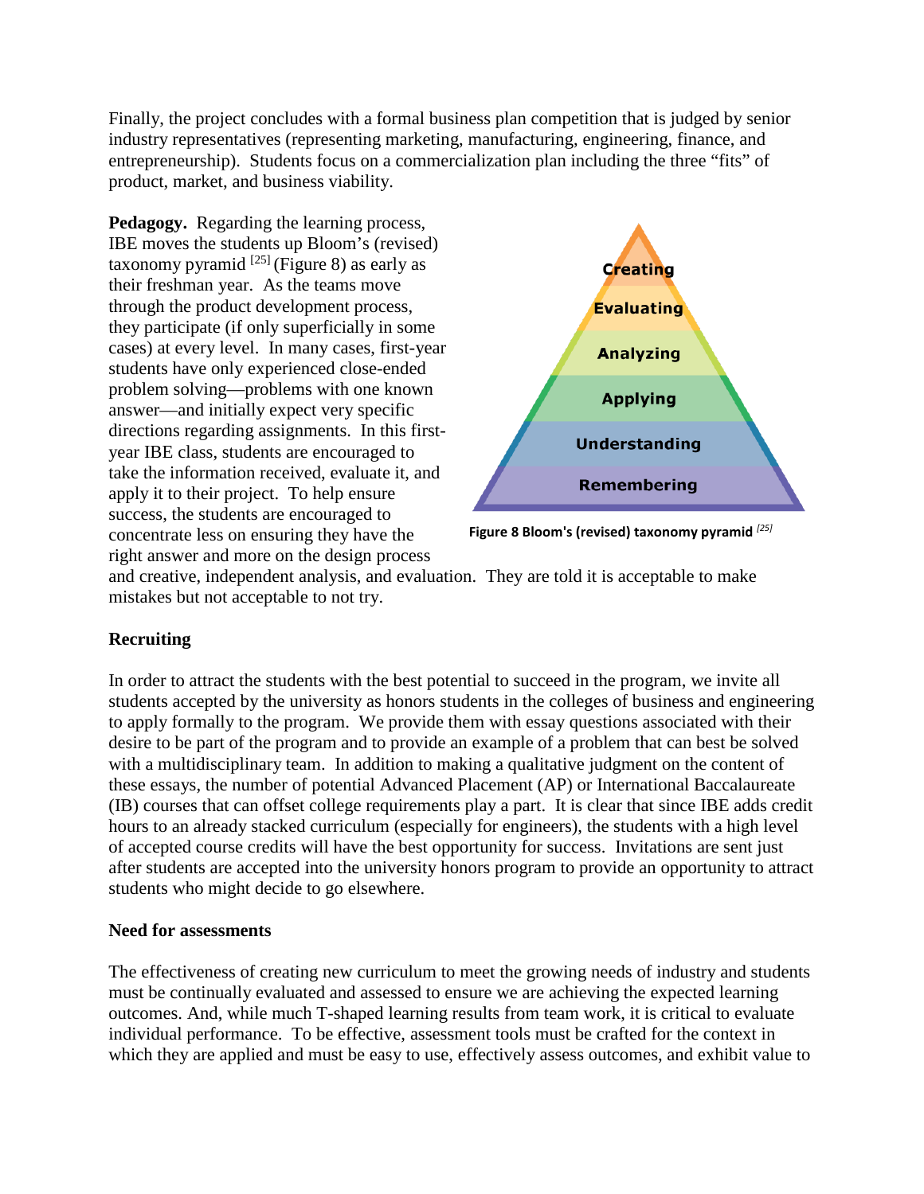Finally, the project concludes with a formal business plan competition that is judged by senior industry representatives (representing marketing, manufacturing, engineering, finance, and entrepreneurship). Students focus on a commercialization plan including the three "fits" of product, market, and business viability.

**Pedagogy.** Regarding the learning process, IBE moves the students up Bloom's (revised) taxonomy pyramid [25] (Figure 8) as early as their freshman year. As the teams move through the product development process, they participate (if only superficially in some cases) at every level. In many cases, first-year students have only experienced close-ended problem solving—problems with one known answer—and initially expect very specific directions regarding assignments. In this first-year IBE class, students are encouraged to take the information received, evaluate it, and apply it to their project. To help ensure success, the students are encouraged to concentrate less on ensuring they have the right answer and more on the design process and creative, independent analysis, and evaluation. They are told it is acceptable to make mistakes but not acceptable to not try.

Creating

Evaluating

Analyzing

Applying

Understanding

Remembering

**Figure 8 Bloom's (revised) taxonomy pyramid** [25]

**Recruiting**

In order to attract the students with the best potential to succeed in the program, we invite all students accepted by the university as honors students in the colleges of business and engineering to apply formally to the program. We provide them with essay questions associated with their desire to be part of the program and to provide an example of a problem that can best be solved with a multidisciplinary team. In addition to making a qualitative judgment on the content of these essays, the number of potential Advanced Placement (AP) or International Baccalaureate (IB) courses that can offset college requirements play a part. It is clear that since IBE adds credit hours to an already stacked curriculum (especially for engineers), the students with a high level of accepted course credits will have the best opportunity for success. Invitations are sent just after students are accepted into the university honors program to provide an opportunity to attract students who might decide to go elsewhere.

**Need for assessments**

The effectiveness of creating new curriculum to meet the growing needs of industry and students must be continually evaluated and assessed to ensure we are achieving the expected learning outcomes. And, while much T-shaped learning results from team work, it is critical to evaluate individual performance. To be effective, assessment tools must be crafted for the context in which they are applied and must be easy to use, effectively assess outcomes, and exhibit value to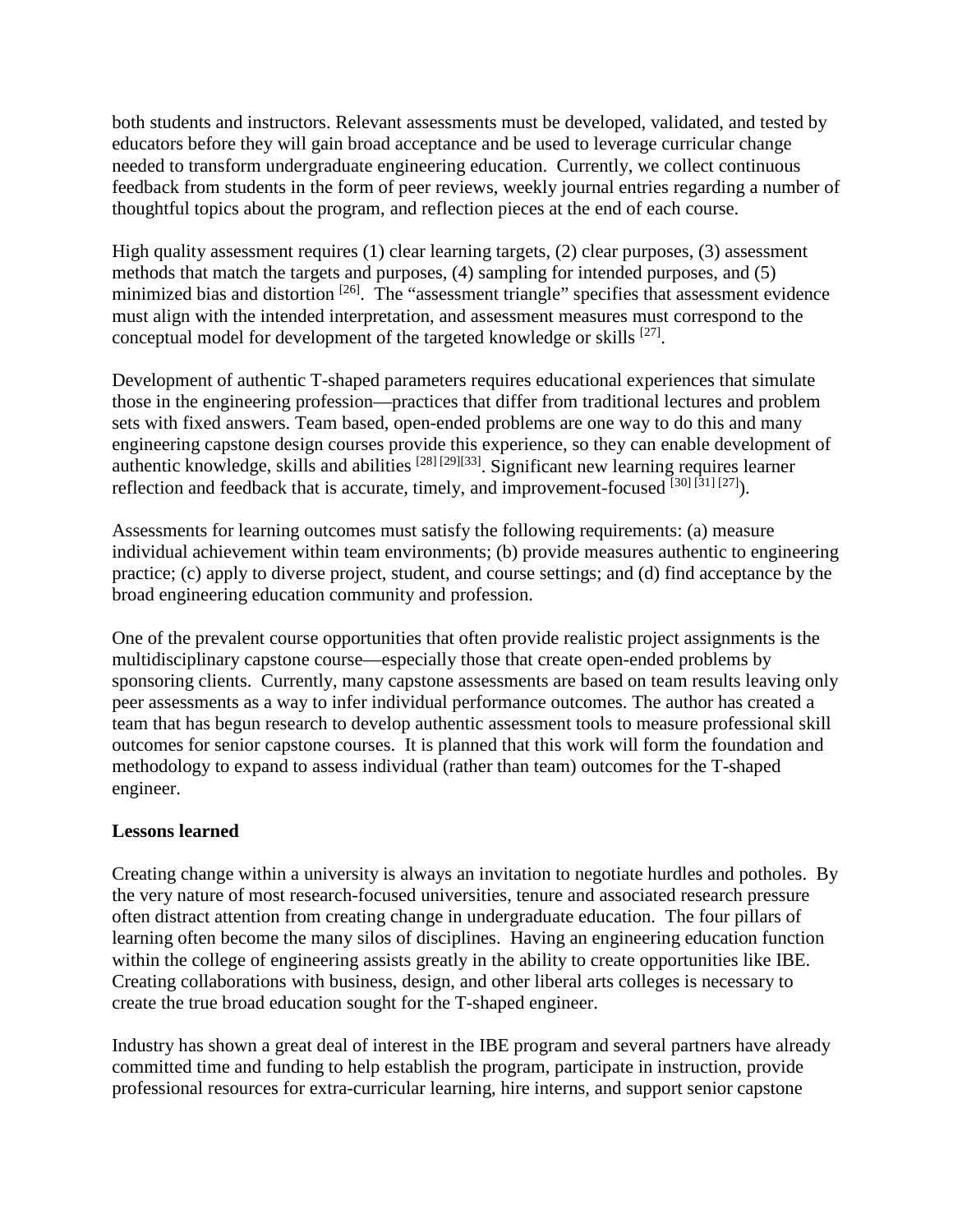both students and instructors. Relevant assessments must be developed, validated, and tested by educators before they will gain broad acceptance and be used to leverage curricular change needed to transform undergraduate engineering education. Currently, we collect continuous feedback from students in the form of peer reviews, weekly journal entries regarding a number of thoughtful topics about the program, and reflection pieces at the end of each course.

High quality assessment requires (1) clear learning targets, (2) clear purposes, (3) assessment methods that match the targets and purposes, (4) sampling for intended purposes, and (5) minimized bias and distortion [26]. The "assessment triangle" specifies that assessment evidence must align with the intended interpretation, and assessment measures must correspond to the conceptual model for development of the targeted knowledge or skills [27].

Development of authentic T-shaped parameters requires educational experiences that simulate those in the engineering profession—practices that differ from traditional lectures and problem sets with fixed answers. Team based, open-ended problems are one way to do this and many engineering capstone design courses provide this experience, so they can enable development of authentic knowledge, skills and abilities [28] [29][33]. Significant new learning requires learner reflection and feedback that is accurate, timely, and improvement-focused [30] [31] [27]).

Assessments for learning outcomes must satisfy the following requirements: (a) measure individual achievement within team environments; (b) provide measures authentic to engineering practice; (c) apply to diverse project, student, and course settings; and (d) find acceptance by the broad engineering education community and profession.

One of the prevalent course opportunities that often provide realistic project assignments is the multidisciplinary capstone course—especially those that create open-ended problems by sponsoring clients. Currently, many capstone assessments are based on team results leaving only peer assessments as a way to infer individual performance outcomes. The author has created a team that has begun research to develop authentic assessment tools to measure professional skill outcomes for senior capstone courses. It is planned that this work will form the foundation and methodology to expand to assess individual (rather than team) outcomes for the T-shaped engineer.

**Lessons learned**

Creating change within a university is always an invitation to negotiate hurdles and potholes. By the very nature of most research-focused universities, tenure and associated research pressure often distract attention from creating change in undergraduate education. The four pillars of learning often become the many silos of disciplines. Having an engineering education function within the college of engineering assists greatly in the ability to create opportunities like IBE. Creating collaborations with business, design, and other liberal arts colleges is necessary to create the true broad education sought for the T-shaped engineer.

Industry has shown a great deal of interest in the IBE program and several partners have already committed time and funding to help establish the program, participate in instruction, provide professional resources for extra-curricular learning, hire interns, and support senior capstone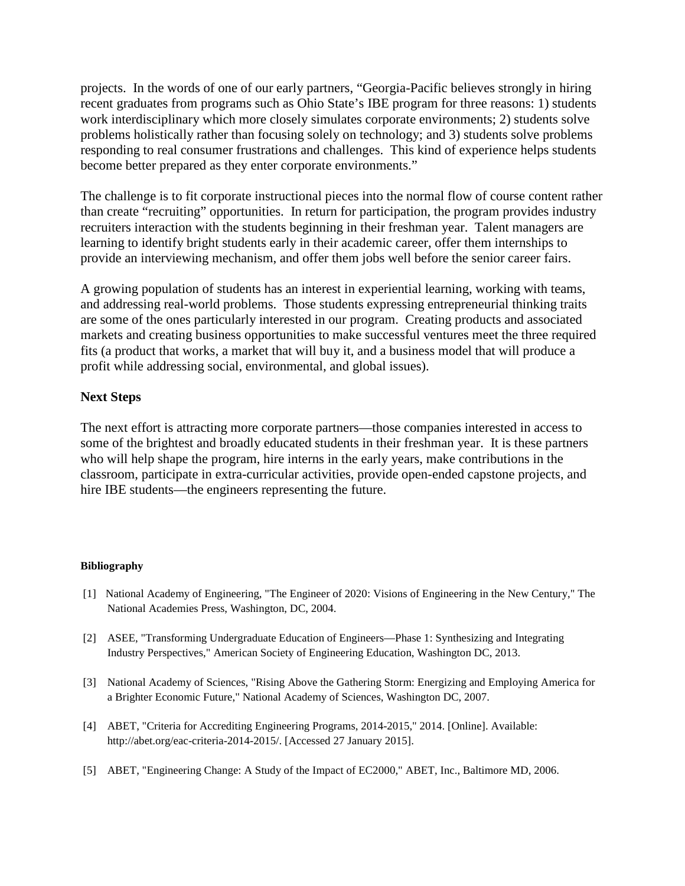projects. In the words of one of our early partners, "Georgia-Pacific believes strongly in hiring recent graduates from programs such as Ohio State's IBE program for three reasons: 1) students work interdisciplinary which more closely simulates corporate environments; 2) students solve problems holistically rather than focusing solely on technology; and 3) students solve problems responding to real consumer frustrations and challenges. This kind of experience helps students become better prepared as they enter corporate environments."

The challenge is to fit corporate instructional pieces into the normal flow of course content rather than create "recruiting" opportunities. In return for participation, the program provides industry recruiters interaction with the students beginning in their freshman year. Talent managers are learning to identify bright students early in their academic career, offer them internships to provide an interviewing mechanism, and offer them jobs well before the senior career fairs.

A growing population of students has an interest in experiential learning, working with teams, and addressing real-world problems. Those students expressing entrepreneurial thinking traits are some of the ones particularly interested in our program. Creating products and associated markets and creating business opportunities to make successful ventures meet the three required fits (a product that works, a market that will buy it, and a business model that will produce a profit while addressing social, environmental, and global issues).

## Next Steps

The next effort is attracting more corporate partners—those companies interested in access to some of the brightest and broadly educated students in their freshman year. It is these partners who will help shape the program, hire interns in the early years, make contributions in the classroom, participate in extra-curricular activities, provide open-ended capstone projects, and hire IBE students—the engineers representing the future.

#### Bibliography

[1] National Academy of Engineering, "The Engineer of 2020: Visions of Engineering in the New Century," The National Academies Press, Washington, DC, 2004.

[2] ASEE, "Transforming Undergraduate Education of Engineers—Phase 1: Synthesizing and Integrating Industry Perspectives," American Society of Engineering Education, Washington DC, 2013.

[3] National Academy of Sciences, "Rising Above the Gathering Storm: Energizing and Employing America for a Brighter Economic Future," National Academy of Sciences, Washington DC, 2007.

[4] ABET, "Criteria for Accrediting Engineering Programs, 2014-2015," 2014. [Online]. Available: http://abet.org/eac-criteria-2014-2015/. [Accessed 27 January 2015].

[5] ABET, "Engineering Change: A Study of the Impact of EC2000," ABET, Inc., Baltimore MD, 2006.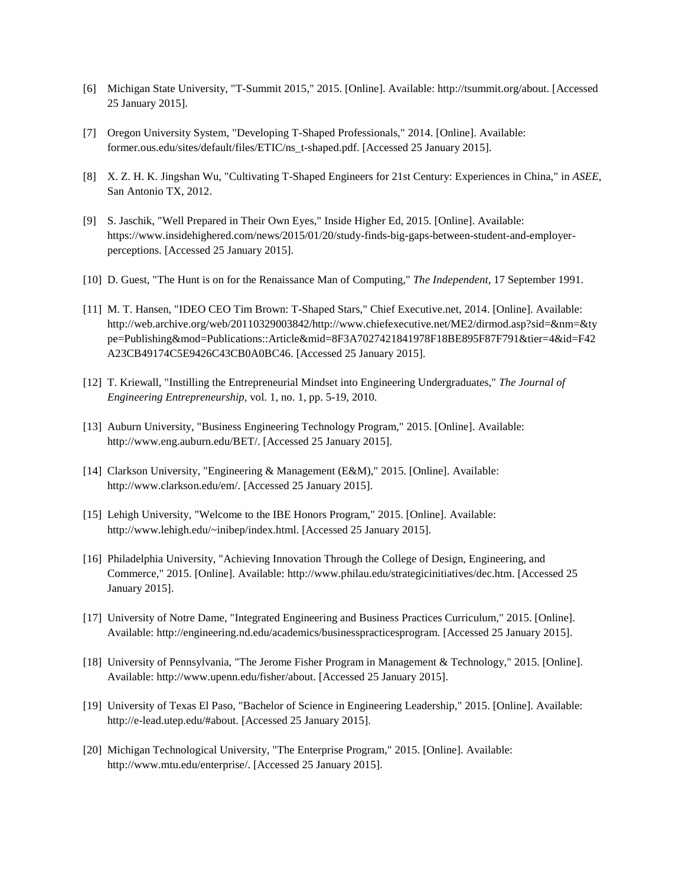[6] Michigan State University, "T-Summit 2015," 2015. [Online]. Available: http://tsummit.org/about. [Accessed 25 January 2015].

[7] Oregon University System, "Developing T-Shaped Professionals," 2014. [Online]. Available: former.ous.edu/sites/default/files/ETIC/ns_t-shaped.pdf. [Accessed 25 January 2015].

[8] X. Z. H. K. Jingshan Wu, "Cultivating T-Shaped Engineers for 21st Century: Experiences in China," in *ASEE*, San Antonio TX, 2012.

[9] S. Jaschik, "Well Prepared in Their Own Eyes," Inside Higher Ed, 2015. [Online]. Available: https://www.insidehighered.com/news/2015/01/20/study-finds-big-gaps-between-student-and-employer-perceptions. [Accessed 25 January 2015].

[10] D. Guest, "The Hunt is on for the Renaissance Man of Computing," *The Independent,* 17 September 1991.

[11] M. T. Hansen, "IDEO CEO Tim Brown: T-Shaped Stars," Chief Executive.net, 2014. [Online]. Available: http://web.archive.org/web/20110329003842/http://www.chiefexecutive.net/ME2/dirmod.asp?sid=&nm=&type=Publishing&mod=Publications::Article&mid=8F3A7027421841978F18BE895F87F791&tier=4&id=F42A23CB49174C5E9426C43CB0A0BC46. [Accessed 25 January 2015].

[12] T. Kriewall, "Instilling the Entrepreneurial Mindset into Engineering Undergraduates," *The Journal of Engineering Entrepreneurship*, vol. 1, no. 1, pp. 5-19, 2010.

[13] Auburn University, "Business Engineering Technology Program," 2015. [Online]. Available: http://www.eng.auburn.edu/BET/. [Accessed 25 January 2015].

[14] Clarkson University, "Engineering & Management (E&M)," 2015. [Online]. Available: http://www.clarkson.edu/em/. [Accessed 25 January 2015].

[15] Lehigh University, "Welcome to the IBE Honors Program," 2015. [Online]. Available: http://www.lehigh.edu/~inibep/index.html. [Accessed 25 January 2015].

[16] Philadelphia University, "Achieving Innovation Through the College of Design, Engineering, and Commerce," 2015. [Online]. Available: http://www.philau.edu/strategicinitiatives/dec.htm. [Accessed 25 January 2015].

[17] University of Notre Dame, "Integrated Engineering and Business Practices Curriculum," 2015. [Online]. Available: http://engineering.nd.edu/academics/businesspracticesprogram. [Accessed 25 January 2015].

[18] University of Pennsylvania, "The Jerome Fisher Program in Management & Technology," 2015. [Online]. Available: http://www.upenn.edu/fisher/about. [Accessed 25 January 2015].

[19] University of Texas El Paso, "Bachelor of Science in Engineering Leadership," 2015. [Online]. Available: http://e-lead.utep.edu/#about. [Accessed 25 January 2015].

[20] Michigan Technological University, "The Enterprise Program," 2015. [Online]. Available: http://www.mtu.edu/enterprise/. [Accessed 25 January 2015].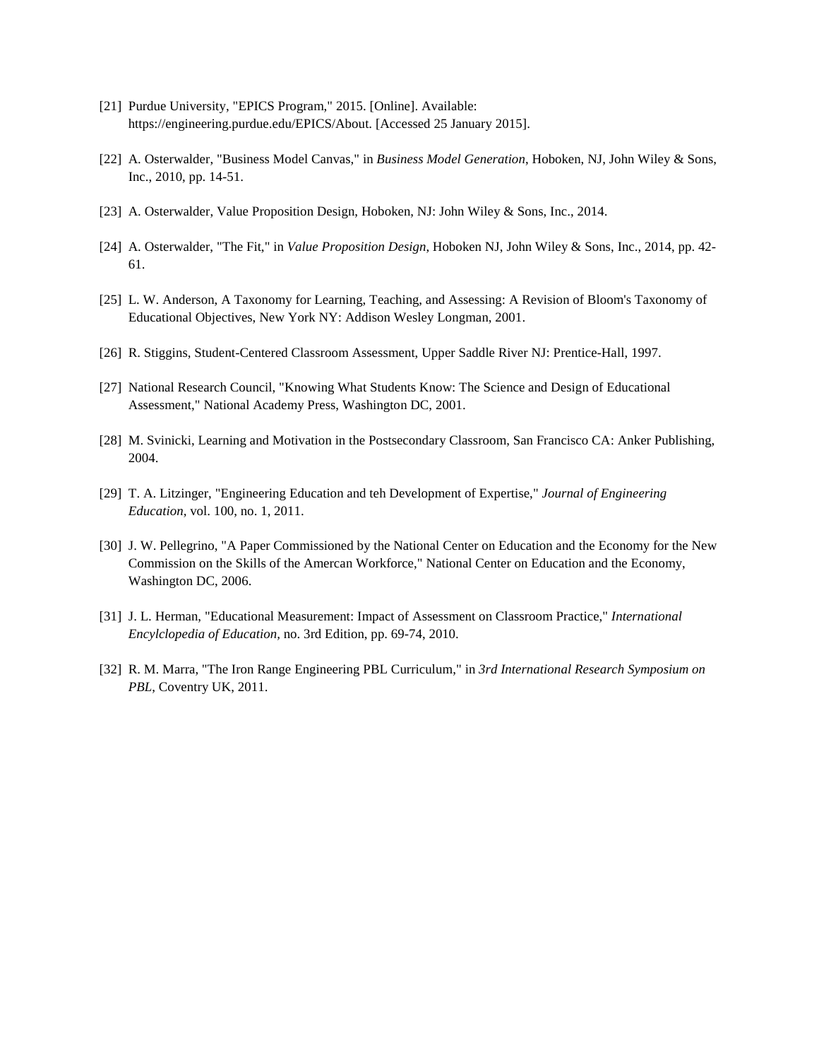[21] Purdue University, "EPICS Program," 2015. [Online]. Available: https://engineering.purdue.edu/EPICS/About. [Accessed 25 January 2015].

[22] A. Osterwalder, "Business Model Canvas," in *Business Model Generation*, Hoboken, NJ, John Wiley & Sons, Inc., 2010, pp. 14-51.

[23] A. Osterwalder, Value Proposition Design, Hoboken, NJ: John Wiley & Sons, Inc., 2014.

[24] A. Osterwalder, "The Fit," in *Value Proposition Design*, Hoboken NJ, John Wiley & Sons, Inc., 2014, pp. 42-61.

[25] L. W. Anderson, A Taxonomy for Learning, Teaching, and Assessing: A Revision of Bloom's Taxonomy of Educational Objectives, New York NY: Addison Wesley Longman, 2001.

[26] R. Stiggins, Student-Centered Classroom Assessment, Upper Saddle River NJ: Prentice-Hall, 1997.

[27] National Research Council, "Knowing What Students Know: The Science and Design of Educational Assessment," National Academy Press, Washington DC, 2001.

[28] M. Svinicki, Learning and Motivation in the Postsecondary Classroom, San Francisco CA: Anker Publishing, 2004.

[29] T. A. Litzinger, "Engineering Education and teh Development of Expertise," *Journal of Engineering Education,* vol. 100, no. 1, 2011.

[30] J. W. Pellegrino, "A Paper Commissioned by the National Center on Education and the Economy for the New Commission on the Skills of the Amercan Workforce," National Center on Education and the Economy, Washington DC, 2006.

[31] J. L. Herman, "Educational Measurement: Impact of Assessment on Classroom Practice," *International Encylclopedia of Education,* no. 3rd Edition, pp. 69-74, 2010.

[32] R. M. Marra, "The Iron Range Engineering PBL Curriculum," in *3rd International Research Symposium on PBL*, Coventry UK, 2011.